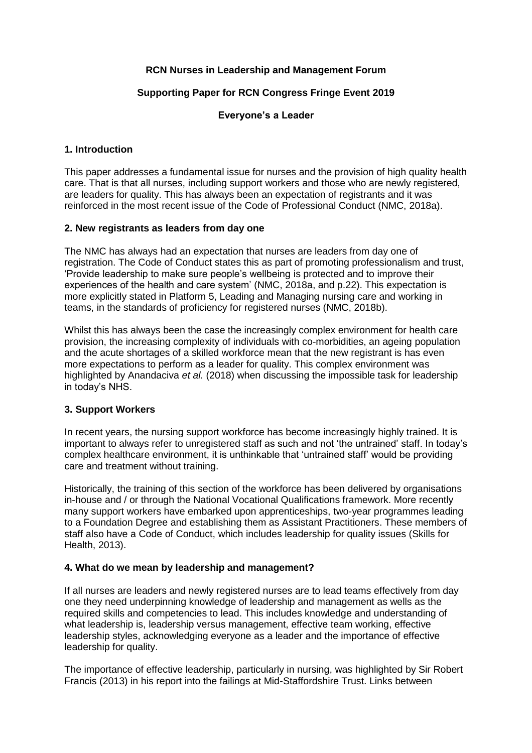**RCN Nurses in Leadership and Management Forum**

**Supporting Paper for RCN Congress Fringe Event 2019**

**Everyone's a Leader**

## 1. Introduction

This paper addresses a fundamental issue for nurses and the provision of high quality health care. That is that all nurses, including support workers and those who are newly registered, are leaders for quality. This has always been an expectation of registrants and it was reinforced in the most recent issue of the Code of Professional Conduct (NMC, 2018a).

## 2. New registrants as leaders from day one

The NMC has always had an expectation that nurses are leaders from day one of registration. The Code of Conduct states this as part of promoting professionalism and trust, 'Provide leadership to make sure people's wellbeing is protected and to improve their experiences of the health and care system' (NMC, 2018a, and p.22). This expectation is more explicitly stated in Platform 5, Leading and Managing nursing care and working in teams, in the standards of proficiency for registered nurses (NMC, 2018b).

Whilst this has always been the case the increasingly complex environment for health care provision, the increasing complexity of individuals with co-morbidities, an ageing population and the acute shortages of a skilled workforce mean that the new registrant is has even more expectations to perform as a leader for quality. This complex environment was highlighted by Anandaciva *et al.* (2018) when discussing the impossible task for leadership in today's NHS.

## 3. Support Workers

In recent years, the nursing support workforce has become increasingly highly trained. It is important to always refer to unregistered staff as such and not 'the untrained' staff. In today's complex healthcare environment, it is unthinkable that 'untrained staff' would be providing care and treatment without training.

Historically, the training of this section of the workforce has been delivered by organisations in-house and / or through the National Vocational Qualifications framework. More recently many support workers have embarked upon apprenticeships, two-year programmes leading to a Foundation Degree and establishing them as Assistant Practitioners. These members of staff also have a Code of Conduct, which includes leadership for quality issues (Skills for Health, 2013).

## 4. What do we mean by leadership and management?

If all nurses are leaders and newly registered nurses are to lead teams effectively from day one they need underpinning knowledge of leadership and management as wells as the required skills and competencies to lead. This includes knowledge and understanding of what leadership is, leadership versus management, effective team working, effective leadership styles, acknowledging everyone as a leader and the importance of effective leadership for quality.

The importance of effective leadership, particularly in nursing, was highlighted by Sir Robert Francis (2013) in his report into the failings at Mid-Staffordshire Trust. Links between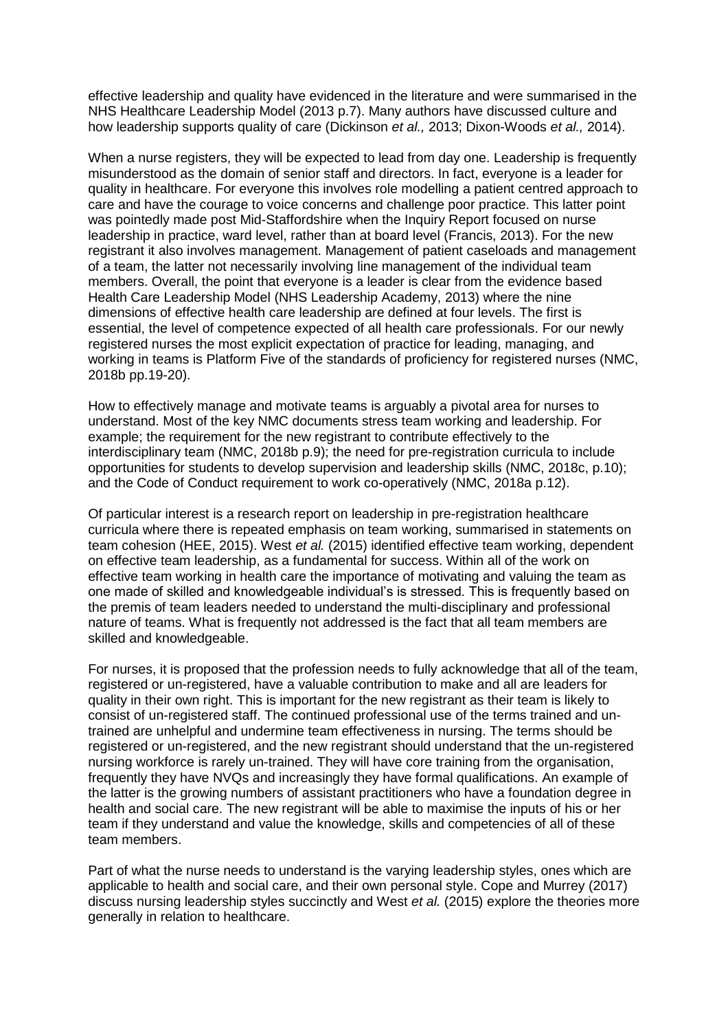effective leadership and quality have evidenced in the literature and were summarised in the NHS Healthcare Leadership Model (2013 p.7). Many authors have discussed culture and how leadership supports quality of care (Dickinson *et al.,* 2013; Dixon-Woods *et al.,* 2014).

When a nurse registers, they will be expected to lead from day one. Leadership is frequently misunderstood as the domain of senior staff and directors. In fact, everyone is a leader for quality in healthcare. For everyone this involves role modelling a patient centred approach to care and have the courage to voice concerns and challenge poor practice. This latter point was pointedly made post Mid-Staffordshire when the Inquiry Report focused on nurse leadership in practice, ward level, rather than at board level (Francis, 2013). For the new registrant it also involves management. Management of patient caseloads and management of a team, the latter not necessarily involving line management of the individual team members. Overall, the point that everyone is a leader is clear from the evidence based Health Care Leadership Model (NHS Leadership Academy, 2013) where the nine dimensions of effective health care leadership are defined at four levels. The first is essential, the level of competence expected of all health care professionals. For our newly registered nurses the most explicit expectation of practice for leading, managing, and working in teams is Platform Five of the standards of proficiency for registered nurses (NMC, 2018b pp.19-20).

How to effectively manage and motivate teams is arguably a pivotal area for nurses to understand. Most of the key NMC documents stress team working and leadership. For example; the requirement for the new registrant to contribute effectively to the interdisciplinary team (NMC, 2018b p.9); the need for pre-registration curricula to include opportunities for students to develop supervision and leadership skills (NMC, 2018c, p.10); and the Code of Conduct requirement to work co-operatively (NMC, 2018a p.12).

Of particular interest is a research report on leadership in pre-registration healthcare curricula where there is repeated emphasis on team working, summarised in statements on team cohesion (HEE, 2015). West *et al.* (2015) identified effective team working, dependent on effective team leadership, as a fundamental for success. Within all of the work on effective team working in health care the importance of motivating and valuing the team as one made of skilled and knowledgeable individual's is stressed. This is frequently based on the premis of team leaders needed to understand the multi-disciplinary and professional nature of teams. What is frequently not addressed is the fact that all team members are skilled and knowledgeable.

For nurses, it is proposed that the profession needs to fully acknowledge that all of the team, registered or un-registered, have a valuable contribution to make and all are leaders for quality in their own right. This is important for the new registrant as their team is likely to consist of un-registered staff. The continued professional use of the terms trained and un-trained are unhelpful and undermine team effectiveness in nursing. The terms should be registered or un-registered, and the new registrant should understand that the un-registered nursing workforce is rarely un-trained. They will have core training from the organisation, frequently they have NVQs and increasingly they have formal qualifications. An example of the latter is the growing numbers of assistant practitioners who have a foundation degree in health and social care. The new registrant will be able to maximise the inputs of his or her team if they understand and value the knowledge, skills and competencies of all of these team members.

Part of what the nurse needs to understand is the varying leadership styles, ones which are applicable to health and social care, and their own personal style. Cope and Murrey (2017) discuss nursing leadership styles succinctly and West *et al.* (2015) explore the theories more generally in relation to healthcare.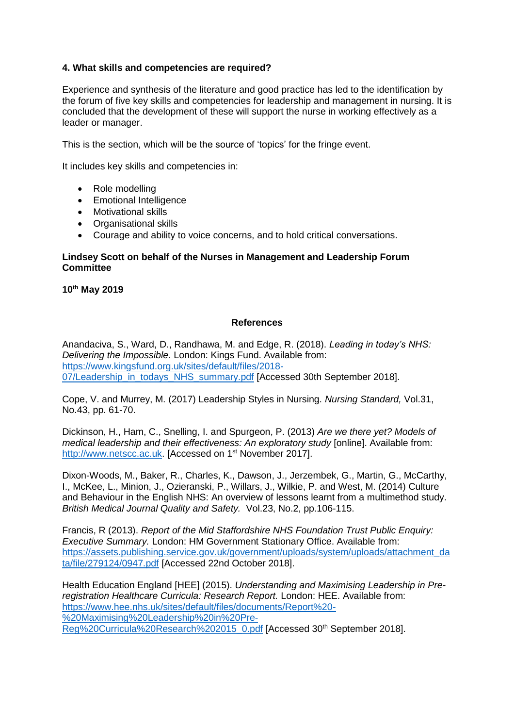**4. What skills and competencies are required?**

Experience and synthesis of the literature and good practice has led to the identification by the forum of five key skills and competencies for leadership and management in nursing. It is concluded that the development of these will support the nurse in working effectively as a leader or manager.

This is the section, which will be the source of 'topics' for the fringe event.

It includes key skills and competencies in:

- Role modelling
- Emotional Intelligence
- Motivational skills
- Organisational skills
- Courage and ability to voice concerns, and to hold critical conversations.

**Lindsey Scott on behalf of the Nurses in Management and Leadership Forum Committee**

**10th May 2019**

## References

Anandaciva, S., Ward, D., Randhawa, M. and Edge, R. (2018). *Leading in today's NHS: Delivering the Impossible.* London: Kings Fund. Available from: https://www.kingsfund.org.uk/sites/default/files/2018-07/Leadership_in_todays_NHS_summary.pdf [Accessed 30th September 2018].

Cope, V. and Murrey, M. (2017) Leadership Styles in Nursing. *Nursing Standard,* Vol.31, No.43, pp. 61-70.

Dickinson, H., Ham, C., Snelling, I. and Spurgeon, P. (2013) *Are we there yet? Models of medical leadership and their effectiveness: An exploratory study* [online]. Available from: http://www.netscc.ac.uk. [Accessed on 1st November 2017].

Dixon-Woods, M., Baker, R., Charles, K., Dawson, J., Jerzembek, G., Martin, G., McCarthy, I., McKee, L., Minion, J., Ozieranski, P., Willars, J., Wilkie, P. and West, M. (2014) Culture and Behaviour in the English NHS: An overview of lessons learnt from a multimethod study. *British Medical Journal Quality and Safety.* Vol.23, No.2, pp.106-115.

Francis, R (2013). *Report of the Mid Staffordshire NHS Foundation Trust Public Enquiry: Executive Summary.* London: HM Government Stationary Office. Available from: https://assets.publishing.service.gov.uk/government/uploads/system/uploads/attachment_data/file/279124/0947.pdf [Accessed 22nd October 2018].

Health Education England [HEE] (2015). *Understanding and Maximising Leadership in Pre-registration Healthcare Curricula: Research Report.* London: HEE. Available from: https://www.hee.nhs.uk/sites/default/files/documents/Report%20-%20Maximising%20Leadership%20in%20Pre-Reg%20Curricula%20Research%202015_0.pdf [Accessed 30th September 2018].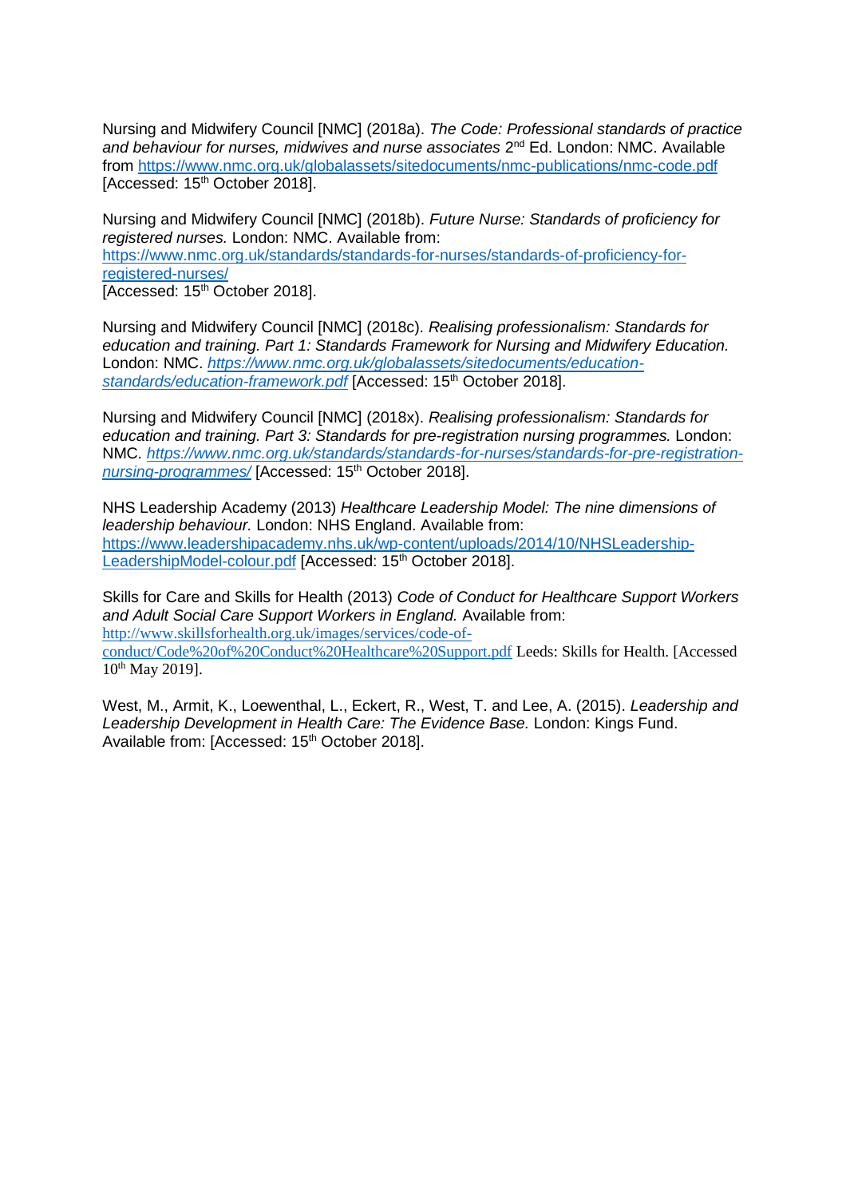Nursing and Midwifery Council [NMC] (2018a). *The Code: Professional standards of practice and behaviour for nurses, midwives and nurse associates* 2nd Ed. London: NMC. Available from https://www.nmc.org.uk/globalassets/sitedocuments/nmc-publications/nmc-code.pdf [Accessed: 15th October 2018].

Nursing and Midwifery Council [NMC] (2018b). *Future Nurse: Standards of proficiency for registered nurses.* London: NMC. Available from: https://www.nmc.org.uk/standards/standards-for-nurses/standards-of-proficiency-for-registered-nurses/ [Accessed: 15th October 2018].

Nursing and Midwifery Council [NMC] (2018c). *Realising professionalism: Standards for education and training. Part 1: Standards Framework for Nursing and Midwifery Education.* London: NMC. *https://www.nmc.org.uk/globalassets/sitedocuments/education-standards/education-framework.pdf* [Accessed: 15th October 2018].

Nursing and Midwifery Council [NMC] (2018x). *Realising professionalism: Standards for education and training. Part 3: Standards for pre-registration nursing programmes.* London: NMC. *https://www.nmc.org.uk/standards/standards-for-nurses/standards-for-pre-registration-nursing-programmes/* [Accessed: 15th October 2018].

NHS Leadership Academy (2013) *Healthcare Leadership Model: The nine dimensions of leadership behaviour.* London: NHS England. Available from: https://www.leadershipacademy.nhs.uk/wp-content/uploads/2014/10/NHSLeadership-LeadershipModel-colour.pdf [Accessed: 15th October 2018].

Skills for Care and Skills for Health (2013) *Code of Conduct for Healthcare Support Workers and Adult Social Care Support Workers in England.* Available from: http://www.skillsforhealth.org.uk/images/services/code-of-conduct/Code%20of%20Conduct%20Healthcare%20Support.pdf Leeds: Skills for Health. [Accessed 10th May 2019].

West, M., Armit, K., Loewenthal, L., Eckert, R., West, T. and Lee, A. (2015). *Leadership and Leadership Development in Health Care: The Evidence Base.* London: Kings Fund. Available from: [Accessed: 15th October 2018].